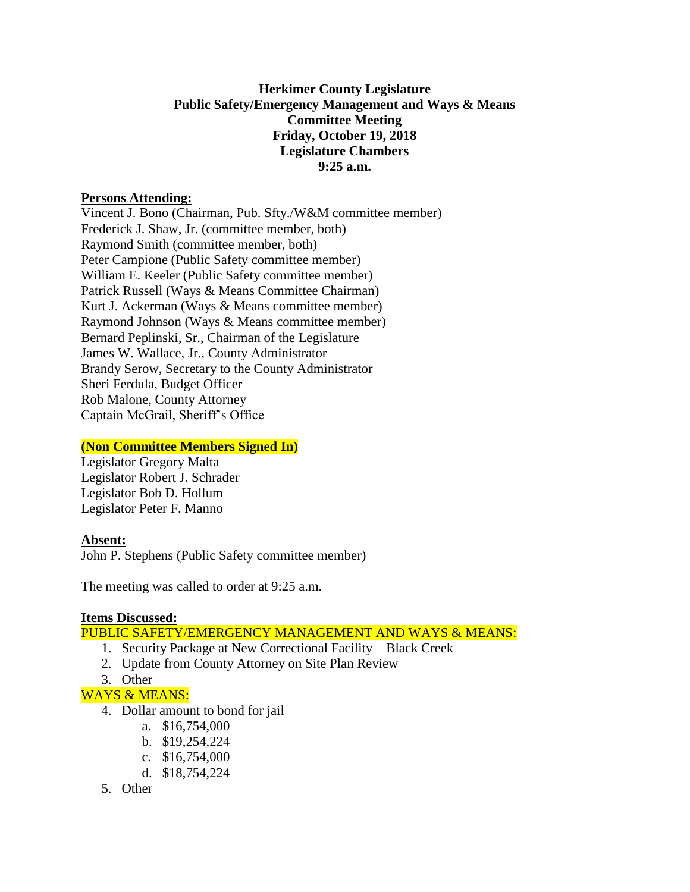**Herkimer County Legislature**
**Public Safety/Emergency Management and Ways & Means**
**Committee Meeting**
**Friday, October 19, 2018**
**Legislature Chambers**
**9:25 a.m.**

**Persons Attending:**

Vincent J. Bono (Chairman, Pub. Sfty./W&M committee member)
Frederick J. Shaw, Jr. (committee member, both)
Raymond Smith (committee member, both)
Peter Campione (Public Safety committee member)
William E. Keeler (Public Safety committee member)
Patrick Russell (Ways & Means Committee Chairman)
Kurt J. Ackerman (Ways & Means committee member)
Raymond Johnson (Ways & Means committee member)
Bernard Peplinski, Sr., Chairman of the Legislature
James W. Wallace, Jr., County Administrator
Brandy Serow, Secretary to the County Administrator
Sheri Ferdula, Budget Officer
Rob Malone, County Attorney
Captain McGrail, Sheriff's Office

**(Non Committee Members Signed In)**

Legislator Gregory Malta
Legislator Robert J. Schrader
Legislator Bob D. Hollum
Legislator Peter F. Manno

**Absent:**

John P. Stephens (Public Safety committee member)

The meeting was called to order at 9:25 a.m.

**Items Discussed:**

PUBLIC SAFETY/EMERGENCY MANAGEMENT AND WAYS & MEANS:

1. Security Package at New Correctional Facility – Black Creek
2. Update from County Attorney on Site Plan Review
3. Other

WAYS & MEANS:

4. Dollar amount to bond for jail
   a. $16,754,000
   b. $19,254,224
   c. $16,754,000
   d. $18,754,224
5. Other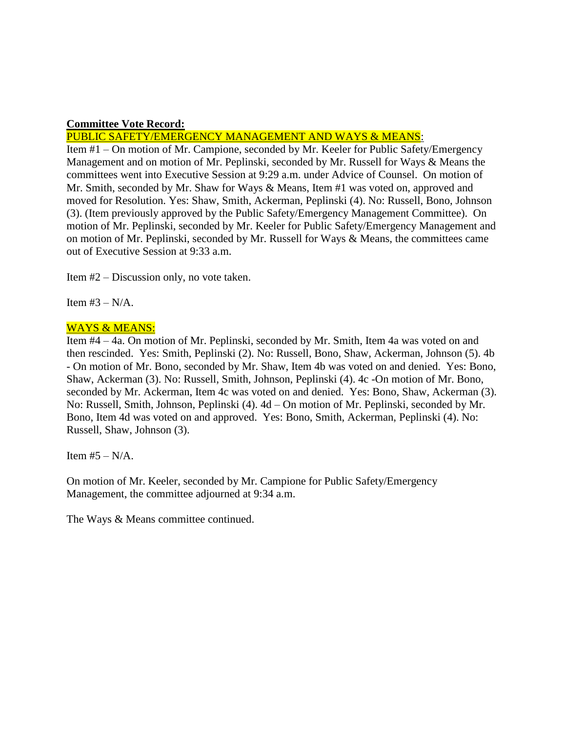**Committee Vote Record:**

PUBLIC SAFETY/EMERGENCY MANAGEMENT AND WAYS & MEANS:

Item #1 – On motion of Mr. Campione, seconded by Mr. Keeler for Public Safety/Emergency Management and on motion of Mr. Peplinski, seconded by Mr. Russell for Ways & Means the committees went into Executive Session at 9:29 a.m. under Advice of Counsel. On motion of Mr. Smith, seconded by Mr. Shaw for Ways & Means, Item #1 was voted on, approved and moved for Resolution. Yes: Shaw, Smith, Ackerman, Peplinski (4). No: Russell, Bono, Johnson (3). (Item previously approved by the Public Safety/Emergency Management Committee). On motion of Mr. Peplinski, seconded by Mr. Keeler for Public Safety/Emergency Management and on motion of Mr. Peplinski, seconded by Mr. Russell for Ways & Means, the committees came out of Executive Session at 9:33 a.m.

Item #2 – Discussion only, no vote taken.

Item #3 – N/A.

WAYS & MEANS:

Item #4 – 4a. On motion of Mr. Peplinski, seconded by Mr. Smith, Item 4a was voted on and then rescinded. Yes: Smith, Peplinski (2). No: Russell, Bono, Shaw, Ackerman, Johnson (5). 4b - On motion of Mr. Bono, seconded by Mr. Shaw, Item 4b was voted on and denied. Yes: Bono, Shaw, Ackerman (3). No: Russell, Smith, Johnson, Peplinski (4). 4c -On motion of Mr. Bono, seconded by Mr. Ackerman, Item 4c was voted on and denied. Yes: Bono, Shaw, Ackerman (3). No: Russell, Smith, Johnson, Peplinski (4). 4d – On motion of Mr. Peplinski, seconded by Mr. Bono, Item 4d was voted on and approved. Yes: Bono, Smith, Ackerman, Peplinski (4). No: Russell, Shaw, Johnson (3).

Item #5 – N/A.

On motion of Mr. Keeler, seconded by Mr. Campione for Public Safety/Emergency Management, the committee adjourned at 9:34 a.m.

The Ways & Means committee continued.